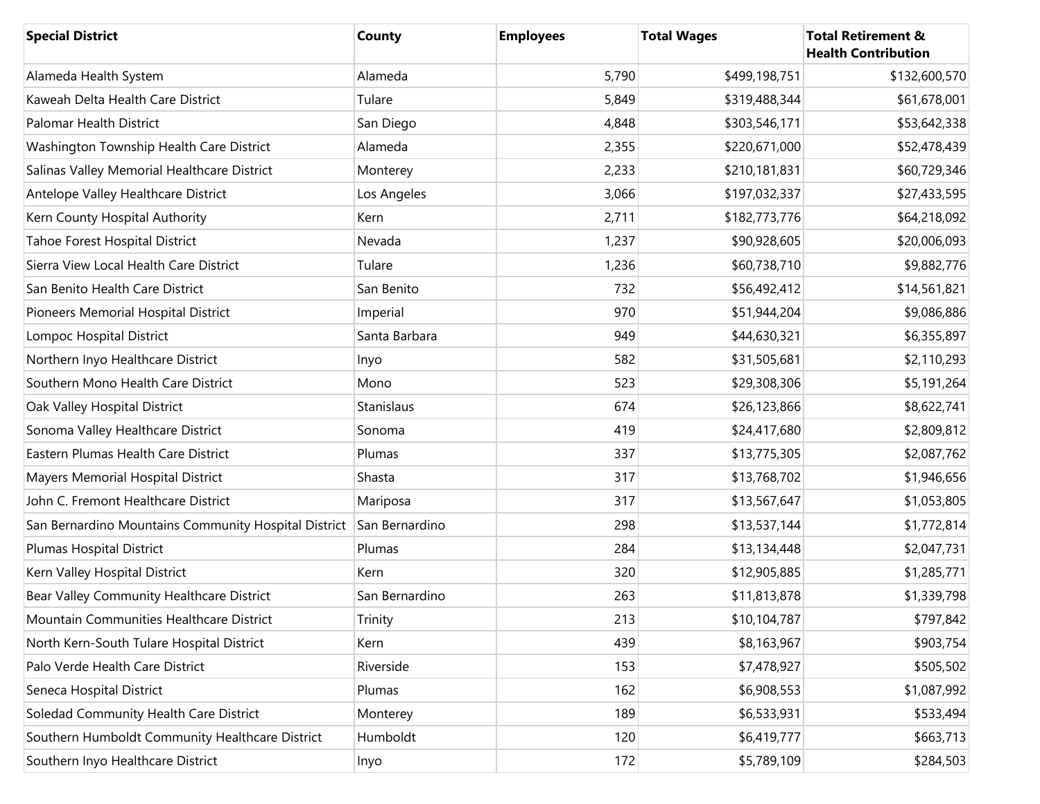| Special District | County | Employees | Total Wages | Total Retirement & Health Contribution |
| --- | --- | --- | --- | --- |
| Alameda Health System | Alameda | 5,790 | $499,198,751 | $132,600,570 |
| Kaweah Delta Health Care District | Tulare | 5,849 | $319,488,344 | $61,678,001 |
| Palomar Health District | San Diego | 4,848 | $303,546,171 | $53,642,338 |
| Washington Township Health Care District | Alameda | 2,355 | $220,671,000 | $52,478,439 |
| Salinas Valley Memorial Healthcare District | Monterey | 2,233 | $210,181,831 | $60,729,346 |
| Antelope Valley Healthcare District | Los Angeles | 3,066 | $197,032,337 | $27,433,595 |
| Kern County Hospital Authority | Kern | 2,711 | $182,773,776 | $64,218,092 |
| Tahoe Forest Hospital District | Nevada | 1,237 | $90,928,605 | $20,006,093 |
| Sierra View Local Health Care District | Tulare | 1,236 | $60,738,710 | $9,882,776 |
| San Benito Health Care District | San Benito | 732 | $56,492,412 | $14,561,821 |
| Pioneers Memorial Hospital District | Imperial | 970 | $51,944,204 | $9,086,886 |
| Lompoc Hospital District | Santa Barbara | 949 | $44,630,321 | $6,355,897 |
| Northern Inyo Healthcare District | Inyo | 582 | $31,505,681 | $2,110,293 |
| Southern Mono Health Care District | Mono | 523 | $29,308,306 | $5,191,264 |
| Oak Valley Hospital District | Stanislaus | 674 | $26,123,866 | $8,622,741 |
| Sonoma Valley Healthcare District | Sonoma | 419 | $24,417,680 | $2,809,812 |
| Eastern Plumas Health Care District | Plumas | 337 | $13,775,305 | $2,087,762 |
| Mayers Memorial Hospital District | Shasta | 317 | $13,768,702 | $1,946,656 |
| John C. Fremont Healthcare District | Mariposa | 317 | $13,567,647 | $1,053,805 |
| San Bernardino Mountains Community Hospital District | San Bernardino | 298 | $13,537,144 | $1,772,814 |
| Plumas Hospital District | Plumas | 284 | $13,134,448 | $2,047,731 |
| Kern Valley Hospital District | Kern | 320 | $12,905,885 | $1,285,771 |
| Bear Valley Community Healthcare District | San Bernardino | 263 | $11,813,878 | $1,339,798 |
| Mountain Communities Healthcare District | Trinity | 213 | $10,104,787 | $797,842 |
| North Kern-South Tulare Hospital District | Kern | 439 | $8,163,967 | $903,754 |
| Palo Verde Health Care District | Riverside | 153 | $7,478,927 | $505,502 |
| Seneca Hospital District | Plumas | 162 | $6,908,553 | $1,087,992 |
| Soledad Community Health Care District | Monterey | 189 | $6,533,931 | $533,494 |
| Southern Humboldt Community Healthcare District | Humboldt | 120 | $6,419,777 | $663,713 |
| Southern Inyo Healthcare District | Inyo | 172 | $5,789,109 | $284,503 |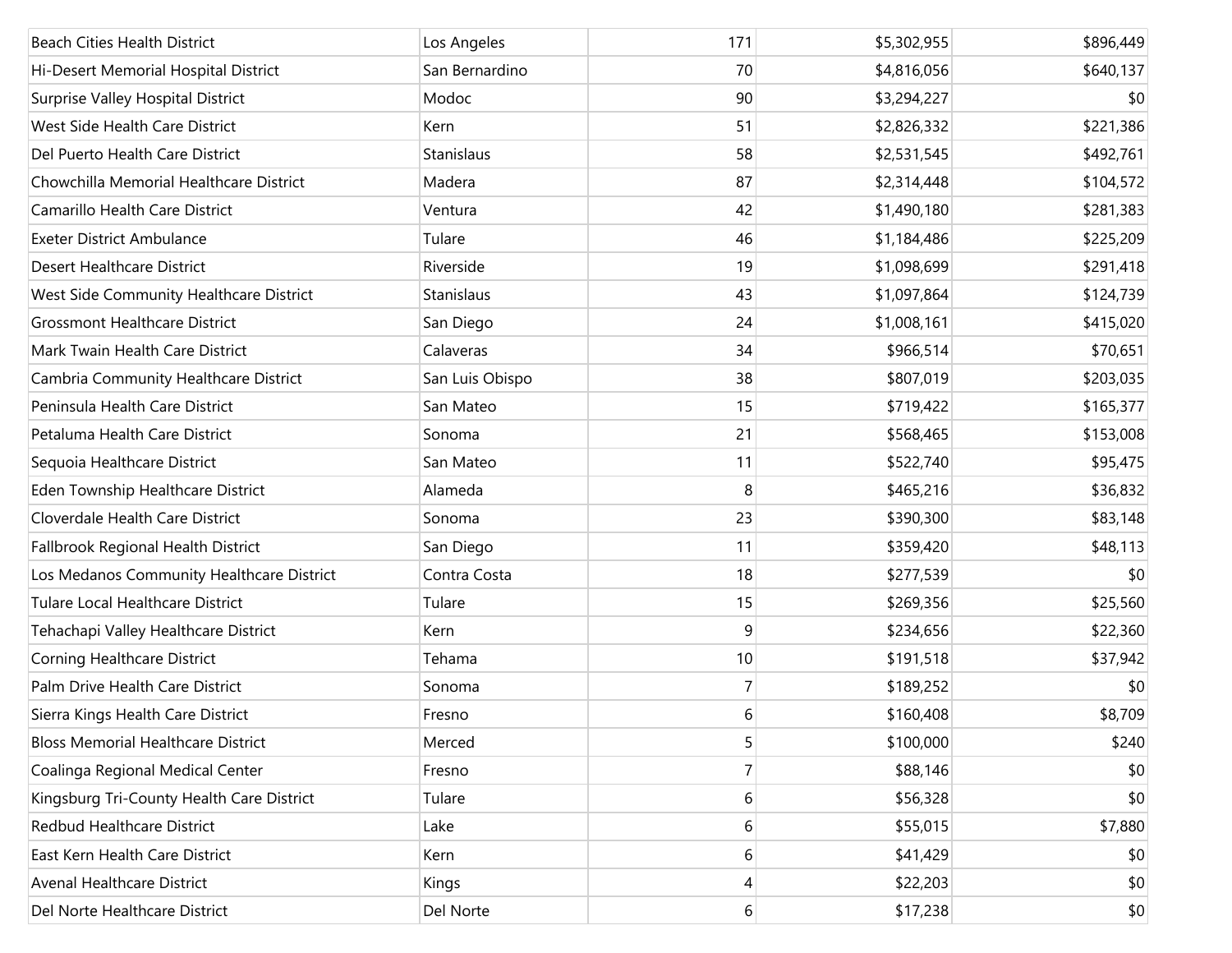| | | | | |
|---|---|---|---|---|
| Beach Cities Health District | Los Angeles | 171 | $5,302,955 | $896,449 |
| Hi-Desert Memorial Hospital District | San Bernardino | 70 | $4,816,056 | $640,137 |
| Surprise Valley Hospital District | Modoc | 90 | $3,294,227 | $0 |
| West Side Health Care District | Kern | 51 | $2,826,332 | $221,386 |
| Del Puerto Health Care District | Stanislaus | 58 | $2,531,545 | $492,761 |
| Chowchilla Memorial Healthcare District | Madera | 87 | $2,314,448 | $104,572 |
| Camarillo Health Care District | Ventura | 42 | $1,490,180 | $281,383 |
| Exeter District Ambulance | Tulare | 46 | $1,184,486 | $225,209 |
| Desert Healthcare District | Riverside | 19 | $1,098,699 | $291,418 |
| West Side Community Healthcare District | Stanislaus | 43 | $1,097,864 | $124,739 |
| Grossmont Healthcare District | San Diego | 24 | $1,008,161 | $415,020 |
| Mark Twain Health Care District | Calaveras | 34 | $966,514 | $70,651 |
| Cambria Community Healthcare District | San Luis Obispo | 38 | $807,019 | $203,035 |
| Peninsula Health Care District | San Mateo | 15 | $719,422 | $165,377 |
| Petaluma Health Care District | Sonoma | 21 | $568,465 | $153,008 |
| Sequoia Healthcare District | San Mateo | 11 | $522,740 | $95,475 |
| Eden Township Healthcare District | Alameda | 8 | $465,216 | $36,832 |
| Cloverdale Health Care District | Sonoma | 23 | $390,300 | $83,148 |
| Fallbrook Regional Health District | San Diego | 11 | $359,420 | $48,113 |
| Los Medanos Community Healthcare District | Contra Costa | 18 | $277,539 | $0 |
| Tulare Local Healthcare District | Tulare | 15 | $269,356 | $25,560 |
| Tehachapi Valley Healthcare District | Kern | 9 | $234,656 | $22,360 |
| Corning Healthcare District | Tehama | 10 | $191,518 | $37,942 |
| Palm Drive Health Care District | Sonoma | 7 | $189,252 | $0 |
| Sierra Kings Health Care District | Fresno | 6 | $160,408 | $8,709 |
| Bloss Memorial Healthcare District | Merced | 5 | $100,000 | $240 |
| Coalinga Regional Medical Center | Fresno | 7 | $88,146 | $0 |
| Kingsburg Tri-County Health Care District | Tulare | 6 | $56,328 | $0 |
| Redbud Healthcare District | Lake | 6 | $55,015 | $7,880 |
| East Kern Health Care District | Kern | 6 | $41,429 | $0 |
| Avenal Healthcare District | Kings | 4 | $22,203 | $0 |
| Del Norte Healthcare District | Del Norte | 6 | $17,238 | $0 |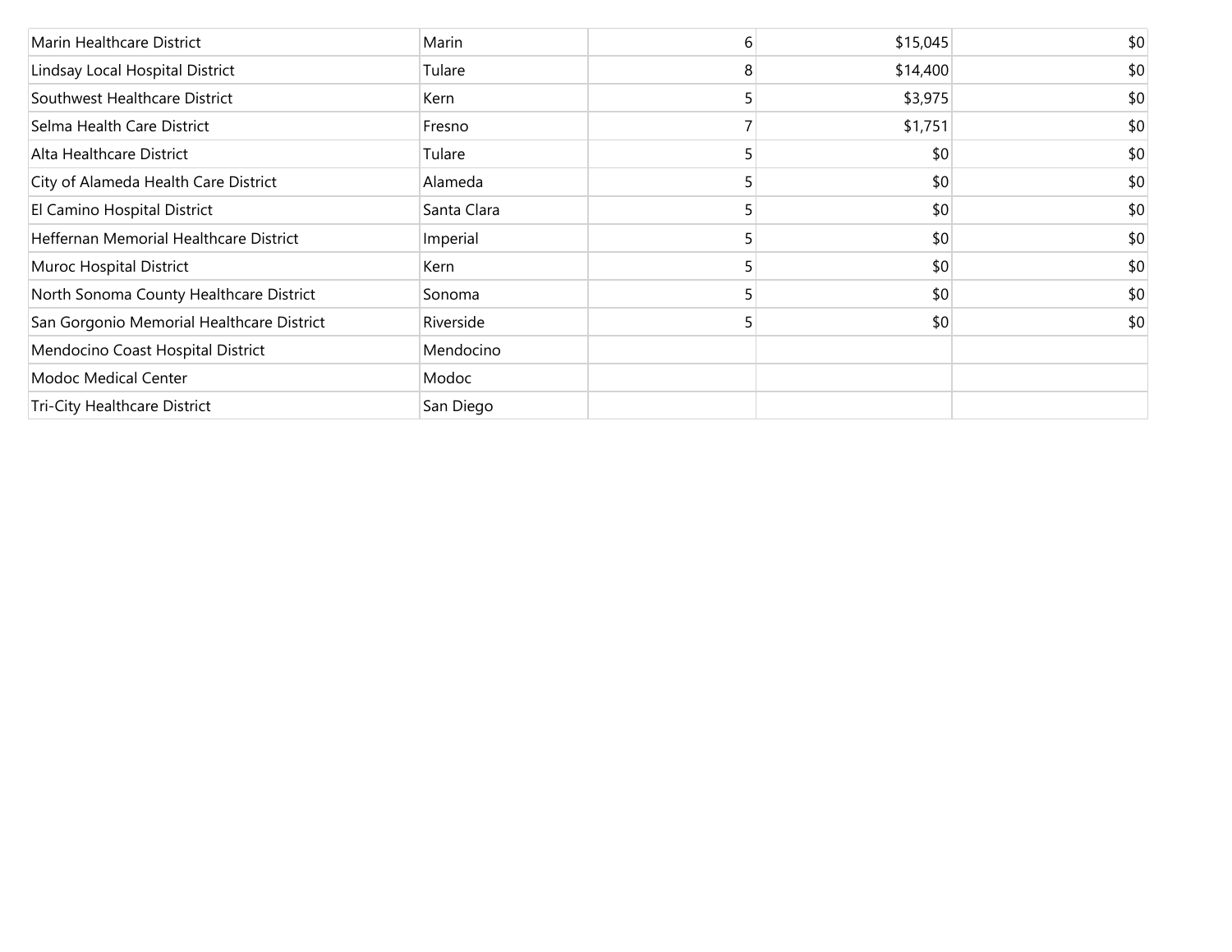| | | | | |
|---|---|---|---|---|
| Marin Healthcare District | Marin | 6 | $15,045 | $0 |
| Lindsay Local Hospital District | Tulare | 8 | $14,400 | $0 |
| Southwest Healthcare District | Kern | 5 | $3,975 | $0 |
| Selma Health Care District | Fresno | 7 | $1,751 | $0 |
| Alta Healthcare District | Tulare | 5 | $0 | $0 |
| City of Alameda Health Care District | Alameda | 5 | $0 | $0 |
| El Camino Hospital District | Santa Clara | 5 | $0 | $0 |
| Heffernan Memorial Healthcare District | Imperial | 5 | $0 | $0 |
| Muroc Hospital District | Kern | 5 | $0 | $0 |
| North Sonoma County Healthcare District | Sonoma | 5 | $0 | $0 |
| San Gorgonio Memorial Healthcare District | Riverside | 5 | $0 | $0 |
| Mendocino Coast Hospital District | Mendocino | | | |
| Modoc Medical Center | Modoc | | | |
| Tri-City Healthcare District | San Diego | | | |